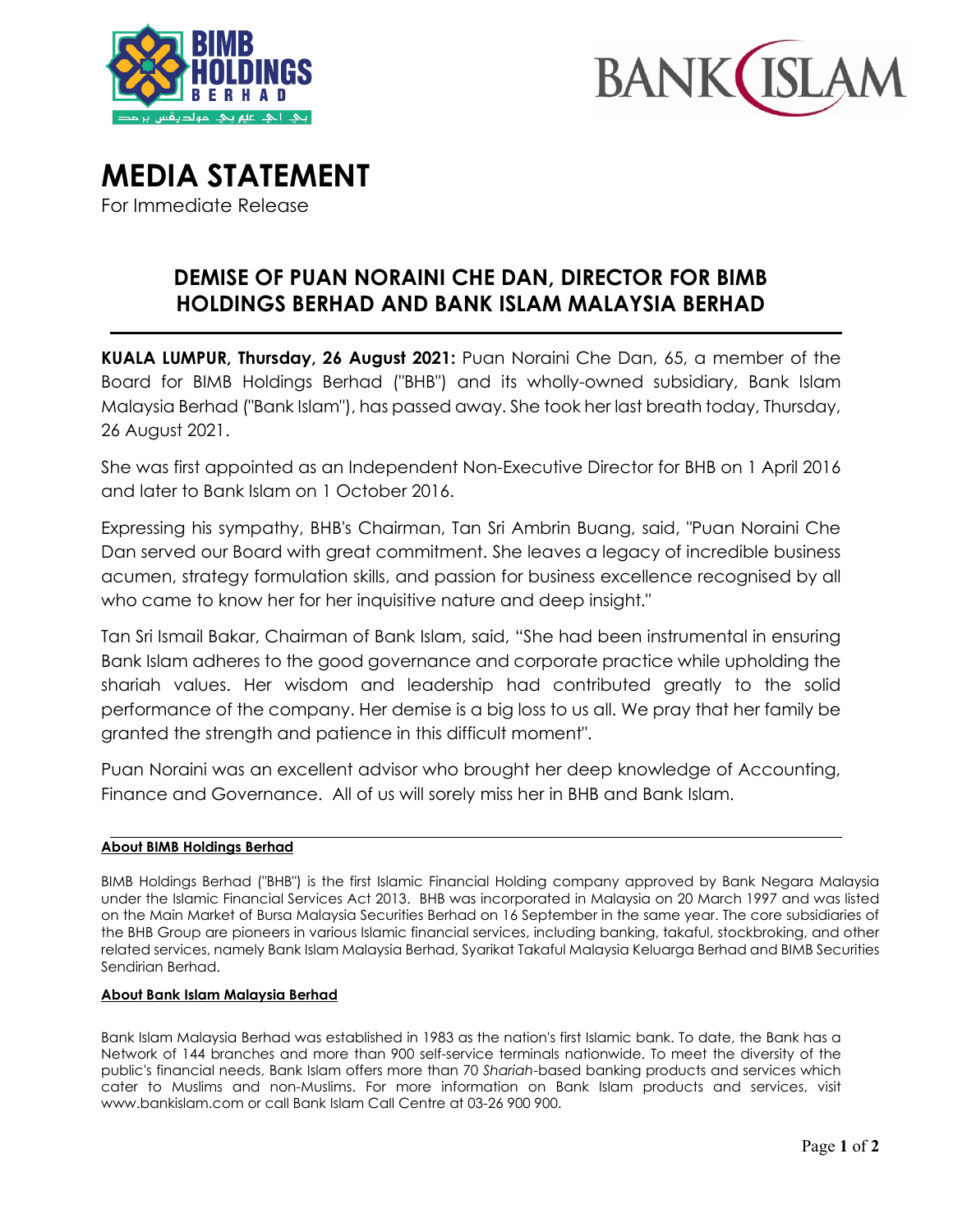# MEDIA STATEMENT

For Immediate Release

## DEMISE OF PUAN NORAINI CHE DAN, DIRECTOR FOR BIMB HOLDINGS BERHAD AND BANK ISLAM MALAYSIA BERHAD

**KUALA LUMPUR, Thursday, 26 August 2021:** Puan Noraini Che Dan, 65, a member of the Board for BIMB Holdings Berhad ("BHB") and its wholly-owned subsidiary, Bank Islam Malaysia Berhad ("Bank Islam"), has passed away. She took her last breath today, Thursday, 26 August 2021.

She was first appointed as an Independent Non-Executive Director for BHB on 1 April 2016 and later to Bank Islam on 1 October 2016.

Expressing his sympathy, BHB's Chairman, Tan Sri Ambrin Buang, said, "Puan Noraini Che Dan served our Board with great commitment. She leaves a legacy of incredible business acumen, strategy formulation skills, and passion for business excellence recognised by all who came to know her for her inquisitive nature and deep insight."

Tan Sri Ismail Bakar, Chairman of Bank Islam, said, "She had been instrumental in ensuring Bank Islam adheres to the good governance and corporate practice while upholding the shariah values. Her wisdom and leadership had contributed greatly to the solid performance of the company. Her demise is a big loss to us all. We pray that her family be granted the strength and patience in this difficult moment".

Puan Noraini was an excellent advisor who brought her deep knowledge of Accounting, Finance and Governance. All of us will sorely miss her in BHB and Bank Islam.

---

**About BIMB Holdings Berhad**

BIMB Holdings Berhad ("BHB") is the first Islamic Financial Holding company approved by Bank Negara Malaysia under the Islamic Financial Services Act 2013. BHB was incorporated in Malaysia on 20 March 1997 and was listed on the Main Market of Bursa Malaysia Securities Berhad on 16 September in the same year. The core subsidiaries of the BHB Group are pioneers in various Islamic financial services, including banking, takaful, stockbroking, and other related services, namely Bank Islam Malaysia Berhad, Syarikat Takaful Malaysia Keluarga Berhad and BIMB Securities Sendirian Berhad.

**About Bank Islam Malaysia Berhad**

Bank Islam Malaysia Berhad was established in 1983 as the nation's first Islamic bank. To date, the Bank has a Network of 144 branches and more than 900 self-service terminals nationwide. To meet the diversity of the public's financial needs, Bank Islam offers more than 70 *Shariah*-based banking products and services which cater to Muslims and non-Muslims. For more information on Bank Islam products and services, visit www.bankislam.com or call Bank Islam Call Centre at 03-26 900 900.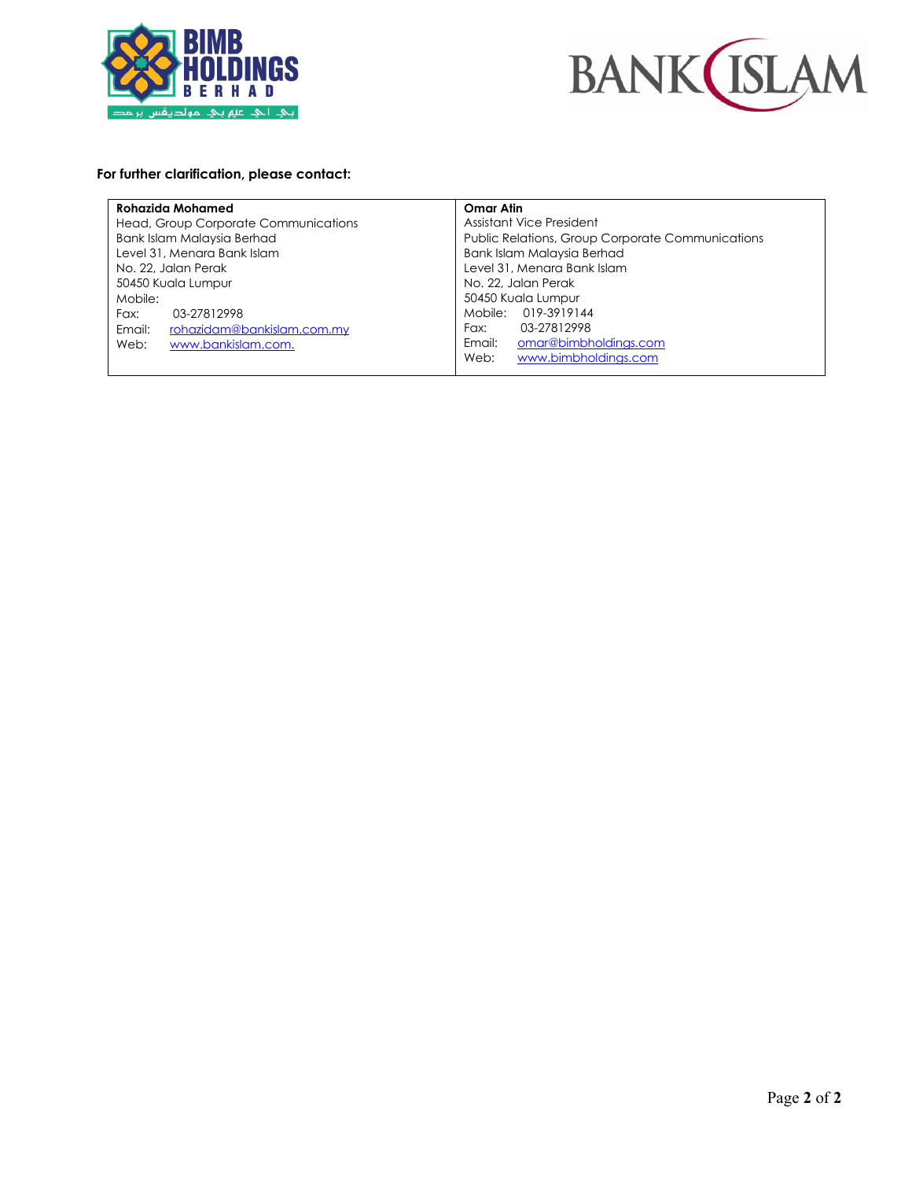**For further clarification, please contact:**

| | |
|---|---|
| **Rohazida Mohamed**<br>Head, Group Corporate Communications<br>Bank Islam Malaysia Berhad<br>Level 31, Menara Bank Islam<br>No. 22, Jalan Perak<br>50450 Kuala Lumpur<br>Mobile:<br>Fax: 03-27812998<br>Email: rohazidam@bankislam.com.my<br>Web: www.bankislam.com. | **Omar Atin**<br>Assistant Vice President<br>Public Relations, Group Corporate Communications<br>Bank Islam Malaysia Berhad<br>Level 31, Menara Bank Islam<br>No. 22, Jalan Perak<br>50450 Kuala Lumpur<br>Mobile: 019-3919144<br>Fax: 03-27812998<br>Email: omar@bimbholdings.com<br>Web: www.bimbholdings.com |